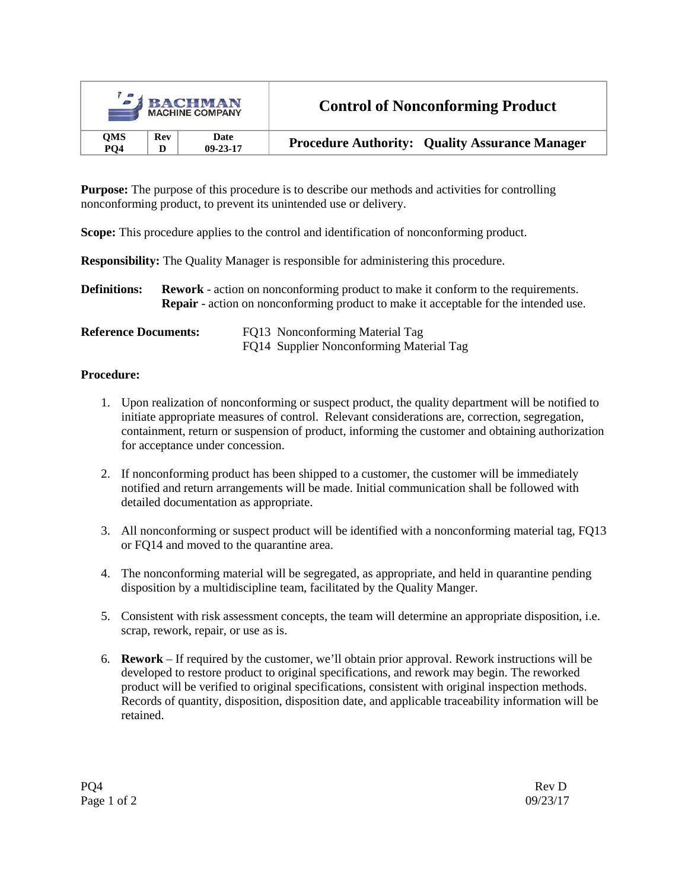| BACHMAN MACHINE COMPANY | | | **Control of Nonconforming Product** |
|---|---|---|---|
| **QMS PQ4** | **Rev D** | **Date 09-23-17** | **Procedure Authority: Quality Assurance Manager** |

**Purpose:** The purpose of this procedure is to describe our methods and activities for controlling nonconforming product, to prevent its unintended use or delivery.

**Scope:** This procedure applies to the control and identification of nonconforming product.

**Responsibility:** The Quality Manager is responsible for administering this procedure.

**Definitions:**
**Rework** - action on nonconforming product to make it conform to the requirements.
**Repair** - action on nonconforming product to make it acceptable for the intended use.

**Reference Documents:**
FQ13 Nonconforming Material Tag
FQ14 Supplier Nonconforming Material Tag

**Procedure:**

1. Upon realization of nonconforming or suspect product, the quality department will be notified to initiate appropriate measures of control. Relevant considerations are, correction, segregation, containment, return or suspension of product, informing the customer and obtaining authorization for acceptance under concession.

2. If nonconforming product has been shipped to a customer, the customer will be immediately notified and return arrangements will be made. Initial communication shall be followed with detailed documentation as appropriate.

3. All nonconforming or suspect product will be identified with a nonconforming material tag, FQ13 or FQ14 and moved to the quarantine area.

4. The nonconforming material will be segregated, as appropriate, and held in quarantine pending disposition by a multidiscipline team, facilitated by the Quality Manger.

5. Consistent with risk assessment concepts, the team will determine an appropriate disposition, i.e. scrap, rework, repair, or use as is.

6. **Rework** – If required by the customer, we'll obtain prior approval. Rework instructions will be developed to restore product to original specifications, and rework may begin. The reworked product will be verified to original specifications, consistent with original inspection methods. Records of quantity, disposition, disposition date, and applicable traceability information will be retained.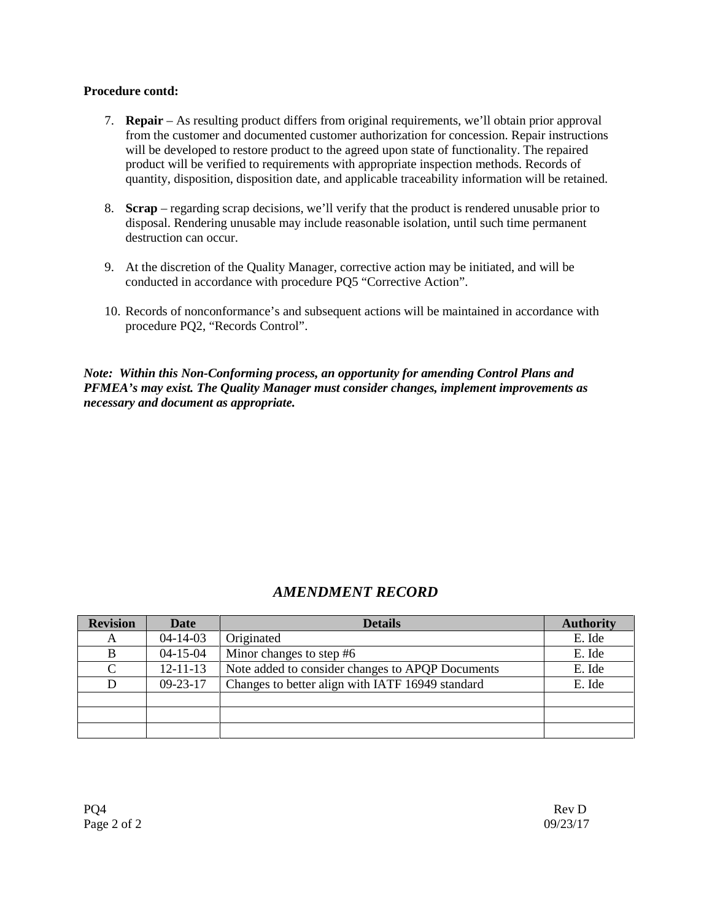**Procedure contd:**

7. **Repair** – As resulting product differs from original requirements, we'll obtain prior approval from the customer and documented customer authorization for concession. Repair instructions will be developed to restore product to the agreed upon state of functionality. The repaired product will be verified to requirements with appropriate inspection methods. Records of quantity, disposition, disposition date, and applicable traceability information will be retained.

8. **Scrap** – regarding scrap decisions, we'll verify that the product is rendered unusable prior to disposal. Rendering unusable may include reasonable isolation, until such time permanent destruction can occur.

9. At the discretion of the Quality Manager, corrective action may be initiated, and will be conducted in accordance with procedure PQ5 "Corrective Action".

10. Records of nonconformance's and subsequent actions will be maintained in accordance with procedure PQ2, "Records Control".

***Note: Within this Non-Conforming process, an opportunity for amending Control Plans and PFMEA's may exist. The Quality Manager must consider changes, implement improvements as necessary and document as appropriate.***

## *AMENDMENT RECORD*

| Revision | Date | Details | Authority |
|---|---|---|---|
| A | 04-14-03 | Originated | E. Ide |
| B | 04-15-04 | Minor changes to step #6 | E. Ide |
| C | 12-11-13 | Note added to consider changes to APQP Documents | E. Ide |
| D | 09-23-17 | Changes to better align with IATF 16949 standard | E. Ide |
| | | | |
| | | | |
| | | | |